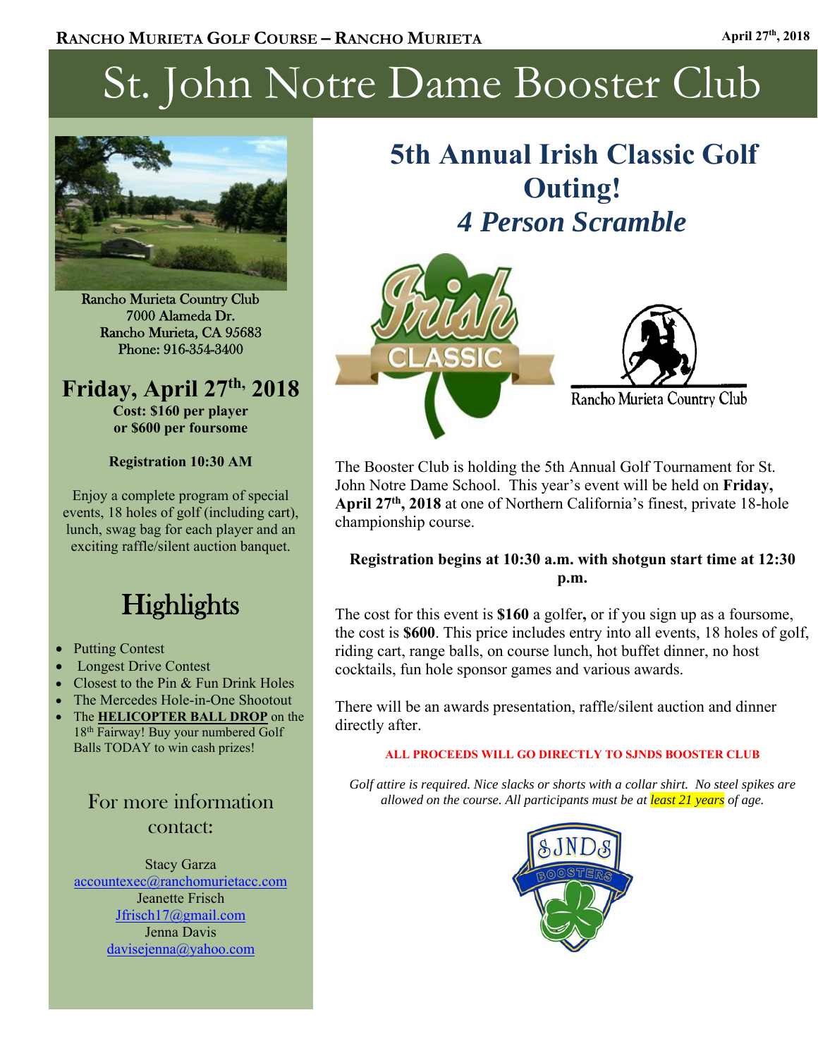**RANCHO MURIETA GOLF COURSE – RANCHO MURIETA** **April 27th, 2018**

# St. John Notre Dame Booster Club

Rancho Murieta Country Club
7000 Alameda Dr.
Rancho Murieta, CA 95683
Phone: 916-354-3400

## Friday, April 27th, 2018

**Cost: $160 per player**
**or $600 per foursome**

**Registration 10:30 AM**

Enjoy a complete program of special events, 18 holes of golf (including cart), lunch, swag bag for each player and an exciting raffle/silent auction banquet.

## Highlights

- Putting Contest
- Longest Drive Contest
- Closest to the Pin & Fun Drink Holes
- The Mercedes Hole-in-One Shootout
- The **HELICOPTER BALL DROP** on the 18th Fairway! Buy your numbered Golf Balls TODAY to win cash prizes!

### For more information contact:

Stacy Garza
accountexec@ranchomurietacc.com
Jeanette Frisch
Jfrisch17@gmail.com
Jenna Davis
davisejenna@yahoo.com

# 5th Annual Irish Classic Golf Outing!

## *4 Person Scramble*

Irish CLASSIC

Rancho Murieta Country Club

The Booster Club is holding the 5th Annual Golf Tournament for St. John Notre Dame School. This year's event will be held on **Friday, April 27th, 2018** at one of Northern California's finest, private 18-hole championship course.

**Registration begins at 10:30 a.m. with shotgun start time at 12:30 p.m.**

The cost for this event is **$160** a golfer**,** or if you sign up as a foursome, the cost is **$600**. This price includes entry into all events, 18 holes of golf, riding cart, range balls, on course lunch, hot buffet dinner, no host cocktails, fun hole sponsor games and various awards.

There will be an awards presentation, raffle/silent auction and dinner directly after.

**ALL PROCEEDS WILL GO DIRECTLY TO SJNDS BOOSTER CLUB**

*Golf attire is required. Nice slacks or shorts with a collar shirt. No steel spikes are allowed on the course. All participants must be at least 21 years of age.*

SJNDS BOOSTERS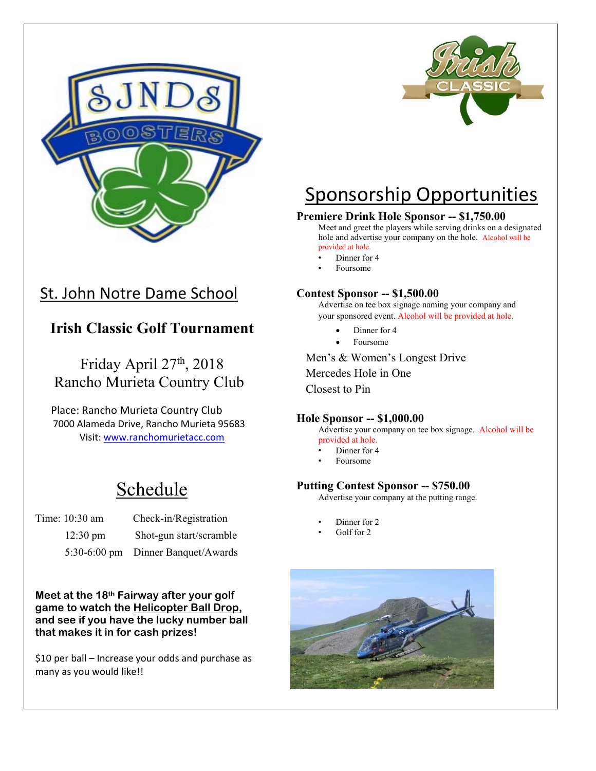St. John Notre Dame School

# Irish Classic Golf Tournament

Friday April 27th, 2018
Rancho Murieta Country Club

Place: Rancho Murieta Country Club
7000 Alameda Drive, Rancho Murieta 95683
Visit: www.ranchomurietacc.com

## Schedule

| Time | Event |
|---|---|
| 10:30 am | Check-in/Registration |
| 12:30 pm | Shot-gun start/scramble |
| 5:30-6:00 pm | Dinner Banquet/Awards |

**Meet at the 18th Fairway after your golf game to watch the Helicopter Ball Drop, and see if you have the lucky number ball that makes it in for cash prizes!**

$10 per ball – Increase your odds and purchase as many as you would like!!

## Sponsorship Opportunities

### Premiere Drink Hole Sponsor -- $1,750.00

Meet and greet the players while serving drinks on a designated hole and advertise your company on the hole. Alcohol will be provided at hole.

- Dinner for 4
- Foursome

### Contest Sponsor -- $1,500.00

Advertise on tee box signage naming your company and your sponsored event. Alcohol will be provided at hole.

- Dinner for 4
- Foursome

Men's & Women's Longest Drive
Mercedes Hole in One
Closest to Pin

### Hole Sponsor -- $1,000.00

Advertise your company on tee box signage. Alcohol will be provided at hole.

- Dinner for 4
- Foursome

### Putting Contest Sponsor -- $750.00

Advertise your company at the putting range.

- Dinner for 2
- Golf for 2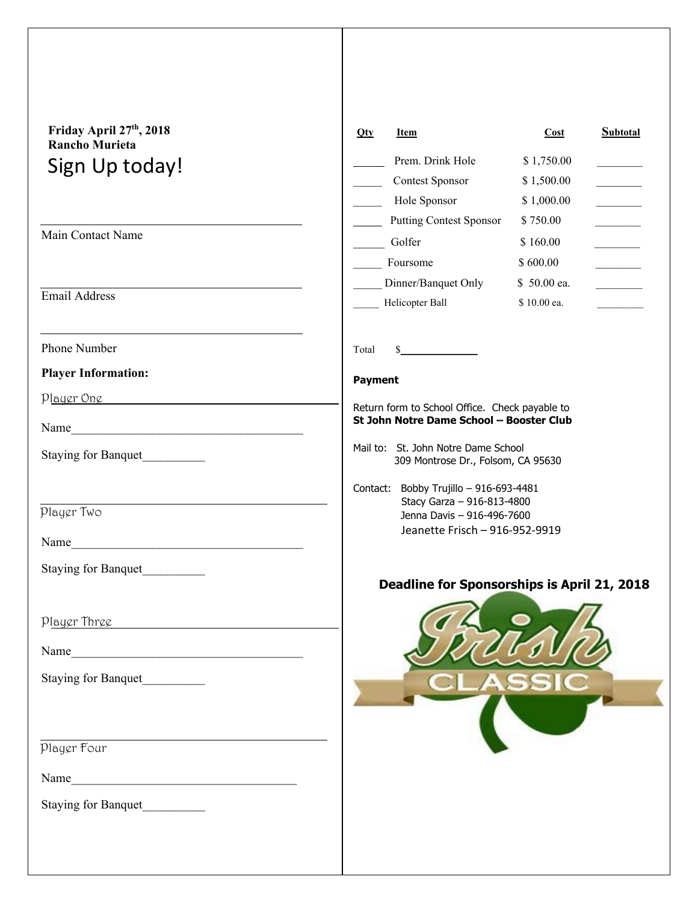**Friday April 27th, 2018**
**Rancho Murieta**

# Sign Up today!

\_\_\_\_\_\_\_\_\_\_\_\_\_\_\_\_\_\_\_\_\_\_\_\_\_\_\_\_\_\_\_\_\_\_\_\_\_\_\_\_

Main Contact Name

\_\_\_\_\_\_\_\_\_\_\_\_\_\_\_\_\_\_\_\_\_\_\_\_\_\_\_\_\_\_\_\_\_\_\_\_\_\_\_\_

Email Address

\_\_\_\_\_\_\_\_\_\_\_\_\_\_\_\_\_\_\_\_\_\_\_\_\_\_\_\_\_\_\_\_\_\_\_\_\_\_\_\_

Phone Number

**Player Information:**

Player One

Name\_\_\_\_\_\_\_\_\_\_\_\_\_\_\_\_\_\_\_\_\_\_\_\_\_\_\_\_\_\_\_\_\_\_\_\_\_

Staying for Banquet\_\_\_\_\_\_\_\_\_\_

\_\_\_\_\_\_\_\_\_\_\_\_\_\_\_\_\_\_\_\_\_\_\_\_\_\_\_\_\_\_\_\_\_\_\_\_\_\_\_\_

Player Two

Name\_\_\_\_\_\_\_\_\_\_\_\_\_\_\_\_\_\_\_\_\_\_\_\_\_\_\_\_\_\_\_\_\_\_\_\_\_

Staying for Banquet\_\_\_\_\_\_\_\_\_\_

Player Three

Name\_\_\_\_\_\_\_\_\_\_\_\_\_\_\_\_\_\_\_\_\_\_\_\_\_\_\_\_\_\_\_\_\_\_\_\_\_

Staying for Banquet\_\_\_\_\_\_\_\_\_\_

\_\_\_\_\_\_\_\_\_\_\_\_\_\_\_\_\_\_\_\_\_\_\_\_\_\_\_\_\_\_\_\_\_\_\_\_\_\_\_\_

Player Four

Name\_\_\_\_\_\_\_\_\_\_\_\_\_\_\_\_\_\_\_\_\_\_\_\_\_\_\_\_\_\_\_\_\_\_\_\_\_

Staying for Banquet\_\_\_\_\_\_\_\_\_\_

| Qty | Item | Cost | Subtotal |
|---|---|---|---|
| \_\_\_\_\_ | Prem. Drink Hole | $ 1,750.00 | \_\_\_\_\_\_\_\_ |
| \_\_\_\_\_ | Contest Sponsor | $ 1,500.00 | \_\_\_\_\_\_\_\_ |
| \_\_\_\_\_ | Hole Sponsor | $ 1,000.00 | \_\_\_\_\_\_\_\_ |
| \_\_\_\_\_ | Putting Contest Sponsor | $ 750.00 | \_\_\_\_\_\_\_\_ |
| \_\_\_\_\_ | Golfer | $ 160.00 | \_\_\_\_\_\_\_\_ |
| \_\_\_\_\_ | Foursome | $ 600.00 | \_\_\_\_\_\_\_\_ |
| \_\_\_\_\_ | Dinner/Banquet Only | $ 50.00 ea. | \_\_\_\_\_\_\_\_ |
| \_\_\_\_\_ | Helicopter Ball | $ 10.00 ea. | \_\_\_\_\_\_\_\_ |

Total $\_\_\_\_\_\_\_\_\_\_\_\_\_\_

**Payment**

Return form to School Office. Check payable to **St John Notre Dame School – Booster Club**

Mail to: St. John Notre Dame School
309 Montrose Dr., Folsom, CA 95630

Contact: Bobby Trujillo – 916-693-4481
Stacy Garza – 916-813-4800
Jenna Davis – 916-496-7600
Jeanette Frisch – 916-952-9919

**Deadline for Sponsorships is April 21, 2018**

Irish CLASSIC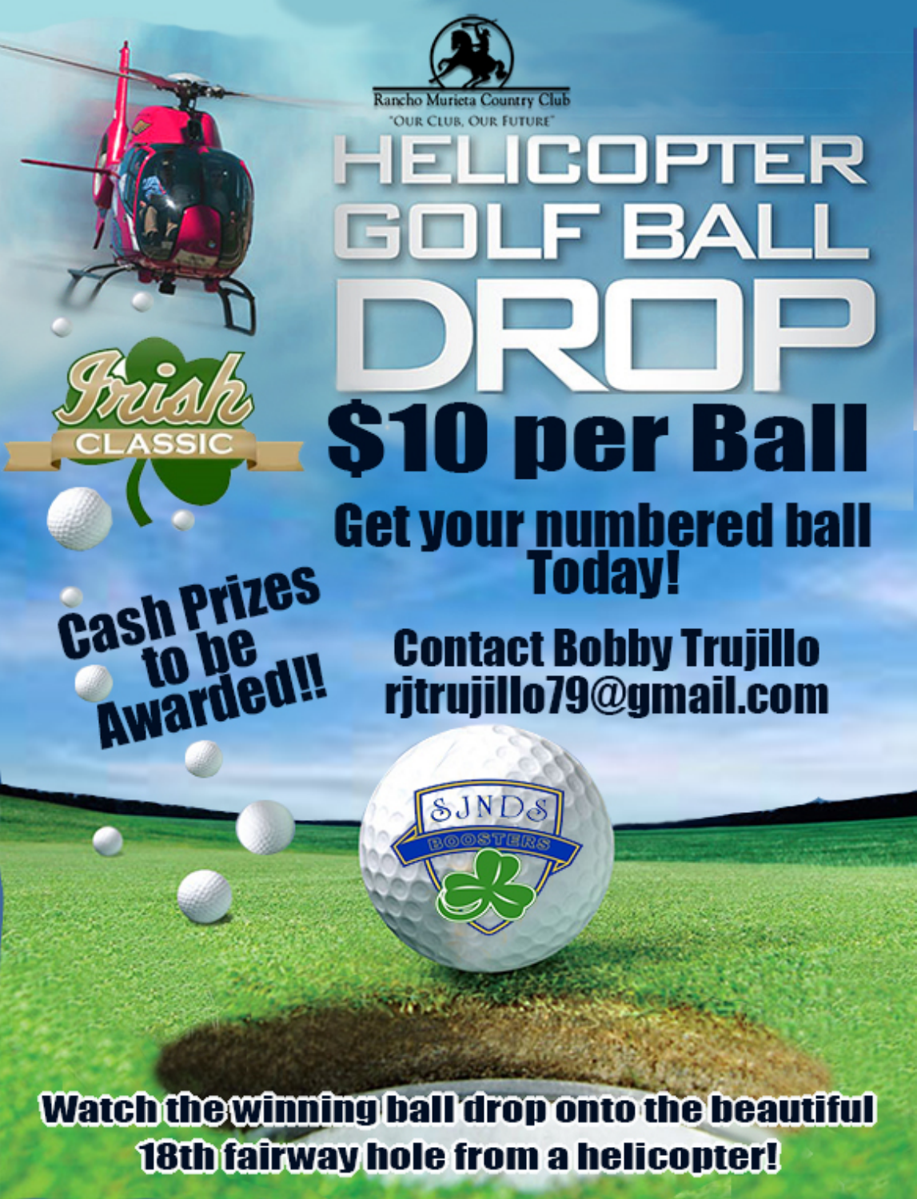Rancho Murieta Country Club
"OUR CLUB, OUR FUTURE"

# HELICOPTER GOLF BALL DROP

## $10 per Ball

**Get your numbered ball Today!**

Irish CLASSIC

**Cash Prizes to be Awarded!!**

**Contact Bobby Trujillo**
**rjtrujillo79@gmail.com**

SJNDS BOOSTERS

**Watch the winning ball drop onto the beautiful 18th fairway hole from a helicopter!**